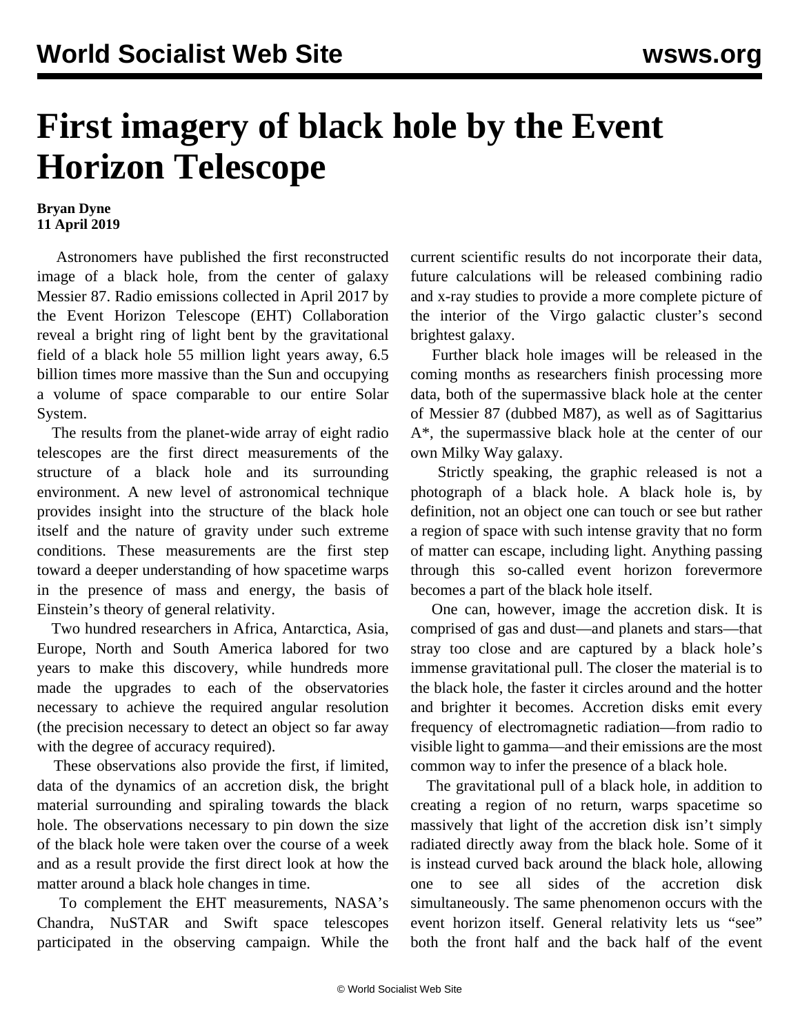# First imagery of black hole by the Event Horizon Telescope

**Bryan Dyne**
**11 April 2019**

Astronomers have published the first reconstructed image of a black hole, from the center of galaxy Messier 87. Radio emissions collected in April 2017 by the Event Horizon Telescope (EHT) Collaboration reveal a bright ring of light bent by the gravitational field of a black hole 55 million light years away, 6.5 billion times more massive than the Sun and occupying a volume of space comparable to our entire Solar System.

The results from the planet-wide array of eight radio telescopes are the first direct measurements of the structure of a black hole and its surrounding environment. A new level of astronomical technique provides insight into the structure of the black hole itself and the nature of gravity under such extreme conditions. These measurements are the first step toward a deeper understanding of how spacetime warps in the presence of mass and energy, the basis of Einstein's theory of general relativity.

Two hundred researchers in Africa, Antarctica, Asia, Europe, North and South America labored for two years to make this discovery, while hundreds more made the upgrades to each of the observatories necessary to achieve the required angular resolution (the precision necessary to detect an object so far away with the degree of accuracy required).

These observations also provide the first, if limited, data of the dynamics of an accretion disk, the bright material surrounding and spiraling towards the black hole. The observations necessary to pin down the size of the black hole were taken over the course of a week and as a result provide the first direct look at how the matter around a black hole changes in time.

To complement the EHT measurements, NASA's Chandra, NuSTAR and Swift space telescopes participated in the observing campaign. While the current scientific results do not incorporate their data, future calculations will be released combining radio and x-ray studies to provide a more complete picture of the interior of the Virgo galactic cluster's second brightest galaxy.

Further black hole images will be released in the coming months as researchers finish processing more data, both of the supermassive black hole at the center of Messier 87 (dubbed M87), as well as of Sagittarius A*, the supermassive black hole at the center of our own Milky Way galaxy.

Strictly speaking, the graphic released is not a photograph of a black hole. A black hole is, by definition, not an object one can touch or see but rather a region of space with such intense gravity that no form of matter can escape, including light. Anything passing through this so-called event horizon forevermore becomes a part of the black hole itself.

One can, however, image the accretion disk. It is comprised of gas and dust—and planets and stars—that stray too close and are captured by a black hole's immense gravitational pull. The closer the material is to the black hole, the faster it circles around and the hotter and brighter it becomes. Accretion disks emit every frequency of electromagnetic radiation—from radio to visible light to gamma—and their emissions are the most common way to infer the presence of a black hole.

The gravitational pull of a black hole, in addition to creating a region of no return, warps spacetime so massively that light of the accretion disk isn't simply radiated directly away from the black hole. Some of it is instead curved back around the black hole, allowing one to see all sides of the accretion disk simultaneously. The same phenomenon occurs with the event horizon itself. General relativity lets us "see" both the front half and the back half of the event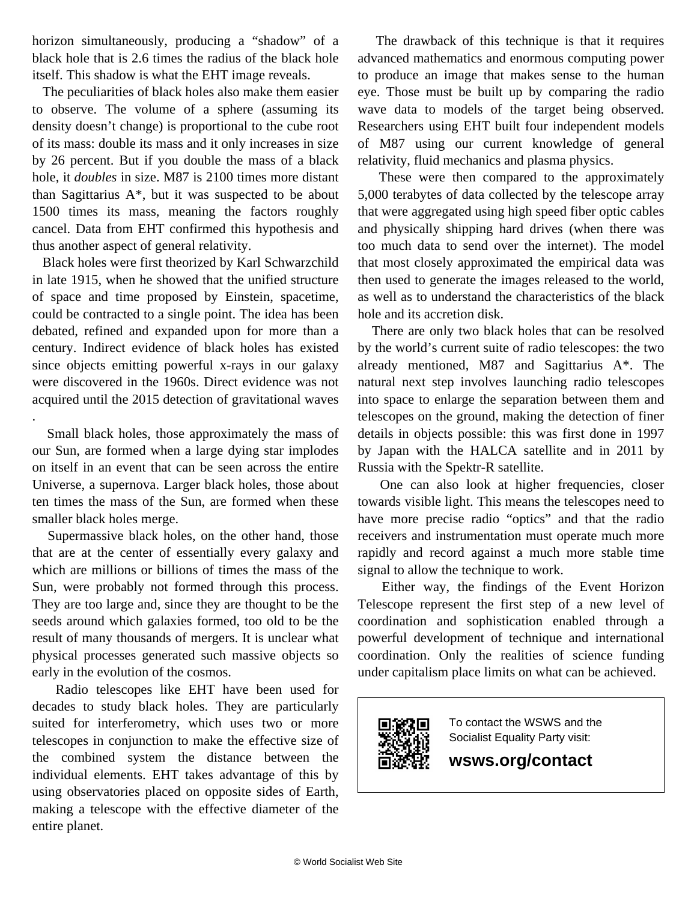horizon simultaneously, producing a "shadow" of a black hole that is 2.6 times the radius of the black hole itself. This shadow is what the EHT image reveals.

The peculiarities of black holes also make them easier to observe. The volume of a sphere (assuming its density doesn't change) is proportional to the cube root of its mass: double its mass and it only increases in size by 26 percent. But if you double the mass of a black hole, it *doubles* in size. M87 is 2100 times more distant than Sagittarius A*, but it was suspected to be about 1500 times its mass, meaning the factors roughly cancel. Data from EHT confirmed this hypothesis and thus another aspect of general relativity.

Black holes were first theorized by Karl Schwarzchild in late 1915, when he showed that the unified structure of space and time proposed by Einstein, spacetime, could be contracted to a single point. The idea has been debated, refined and expanded upon for more than a century. Indirect evidence of black holes has existed since objects emitting powerful x-rays in our galaxy were discovered in the 1960s. Direct evidence was not acquired until the 2015 detection of gravitational waves .

Small black holes, those approximately the mass of our Sun, are formed when a large dying star implodes on itself in an event that can be seen across the entire Universe, a supernova. Larger black holes, those about ten times the mass of the Sun, are formed when these smaller black holes merge.

Supermassive black holes, on the other hand, those that are at the center of essentially every galaxy and which are millions or billions of times the mass of the Sun, were probably not formed through this process. They are too large and, since they are thought to be the seeds around which galaxies formed, too old to be the result of many thousands of mergers. It is unclear what physical processes generated such massive objects so early in the evolution of the cosmos.

Radio telescopes like EHT have been used for decades to study black holes. They are particularly suited for interferometry, which uses two or more telescopes in conjunction to make the effective size of the combined system the distance between the individual elements. EHT takes advantage of this by using observatories placed on opposite sides of Earth, making a telescope with the effective diameter of the entire planet.

The drawback of this technique is that it requires advanced mathematics and enormous computing power to produce an image that makes sense to the human eye. Those must be built up by comparing the radio wave data to models of the target being observed. Researchers using EHT built four independent models of M87 using our current knowledge of general relativity, fluid mechanics and plasma physics.

These were then compared to the approximately 5,000 terabytes of data collected by the telescope array that were aggregated using high speed fiber optic cables and physically shipping hard drives (when there was too much data to send over the internet). The model that most closely approximated the empirical data was then used to generate the images released to the world, as well as to understand the characteristics of the black hole and its accretion disk.

There are only two black holes that can be resolved by the world's current suite of radio telescopes: the two already mentioned, M87 and Sagittarius A*. The natural next step involves launching radio telescopes into space to enlarge the separation between them and telescopes on the ground, making the detection of finer details in objects possible: this was first done in 1997 by Japan with the HALCA satellite and in 2011 by Russia with the Spektr-R satellite.

One can also look at higher frequencies, closer towards visible light. This means the telescopes need to have more precise radio "optics" and that the radio receivers and instrumentation must operate much more rapidly and record against a much more stable time signal to allow the technique to work.

Either way, the findings of the Event Horizon Telescope represent the first step of a new level of coordination and sophistication enabled through a powerful development of technique and international coordination. Only the realities of science funding under capitalism place limits on what can be achieved.

To contact the WSWS and the Socialist Equality Party visit:

**wsws.org/contact**